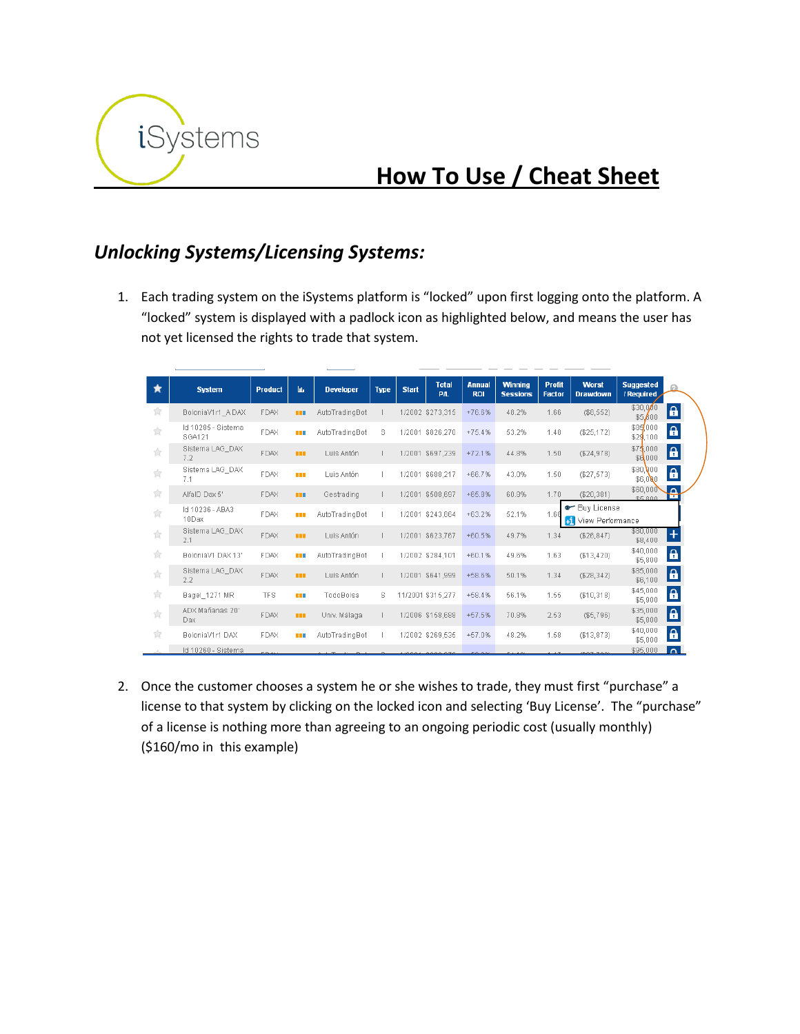# How To Use / Cheat Sheet

## *Unlocking Systems/Licensing Systems:*

1. Each trading system on the iSystems platform is "locked" upon first logging onto the platform. A "locked" system is displayed with a padlock icon as highlighted below, and means the user has not yet licensed the rights to trade that system.

| ★ | System | Product | | Developer | Type | Start | Total P/L | Annual ROI | Winning Sessions | Profit Factor | Worst Drawdown | Suggested / Required | |
|---|---|---|---|---|---|---|---|---|---|---|---|---|---|
| ☆ | BoloniaV1r1_A DAX | FDAX | | AutoTradingBot | I | 1/2002 | $273,315 | +76.6% | 48.2% | 1.66 | ($8,552) | $30,000 / $5,800 | 🔒 |
| ☆ | Id 10205 - Sistema SGA121 | FDAX | | AutoTradingBot | S | 1/2001 | $826,270 | +75.4% | 53.2% | 1.48 | ($25,172) | $95,000 / $29,100 | 🔒 |
| ☆ | Sistema LAG_DAX 7.2 | FDAX | | Luis Antón | I | 1/2001 | $697,239 | +72.1% | 44.8% | 1.50 | ($24,978) | $75,000 / $6,000 | 🔒 |
| ☆ | Sistema LAG_DAX 7.1 | FDAX | | Luis Antón | I | 1/2001 | $608,217 | +66.7% | 43.0% | 1.50 | ($27,573) | $80,000 / $6,000 | 🔒 |
| ☆ | AlfaID Dax 5' | FDAX | | Gestrading | I | 1/2001 | $500,697 | +65.8% | 60.9% | 1.70 | ($20,381) | $60,000 / $5,800 | 🔒 |
| ☆ | Id 10236 - ABA3 10Dax | FDAX | | AutoTradingBot | I | 1/2001 | $243,864 | +63.2% | 52.1% | 1.6 | | Buy License / View Performance | |
| ☆ | Sistema LAG_DAX 2.1 | FDAX | | Luis Antón | I | 1/2001 | $623,767 | +60.5% | 49.7% | 1.34 | ($26,847) | $90,000 / $8,400 | + |
| ☆ | BoloniaV1 DAX 13' | FDAX | | AutoTradingBot | I | 1/2002 | $284,101 | +60.1% | 49.6% | 1.63 | ($13,420) | $40,000 / $5,800 | 🔒 |
| ☆ | Sistema LAG_DAX 2.2 | FDAX | | Luis Antón | I | 1/2001 | $641,999 | +58.6% | 50.1% | 1.34 | ($28,342) | $85,000 / $6,100 | 🔒 |
| ☆ | Bagel_1271 MR | TFS | | TodoBolsa | S | 11/2001 | $316,277 | +58.4% | 56.1% | 1.55 | ($10,318) | $45,000 / $5,900 | 🔒 |
| ☆ | ADX Mañanas 20' Dax | FDAX | | Univ. Málaga | I | 1/2006 | $158,888 | +57.5% | 70.8% | 2.53 | ($5,796) | $35,000 / $5,800 | 🔒 |
| ☆ | BoloniaV1r1 DAX | FDAX | | AutoTradingBot | I | 1/2002 | $269,535 | +57.0% | 48.2% | 1.58 | ($13,873) | $40,000 / $5,800 | 🔒 |
| ☆ | Id 10260 - Sistema | | | | | | | | | | | $95,000 | 🔒 |

2. Once the customer chooses a system he or she wishes to trade, they must first "purchase" a license to that system by clicking on the locked icon and selecting 'Buy License'. The "purchase" of a license is nothing more than agreeing to an ongoing periodic cost (usually monthly) ($160/mo in this example)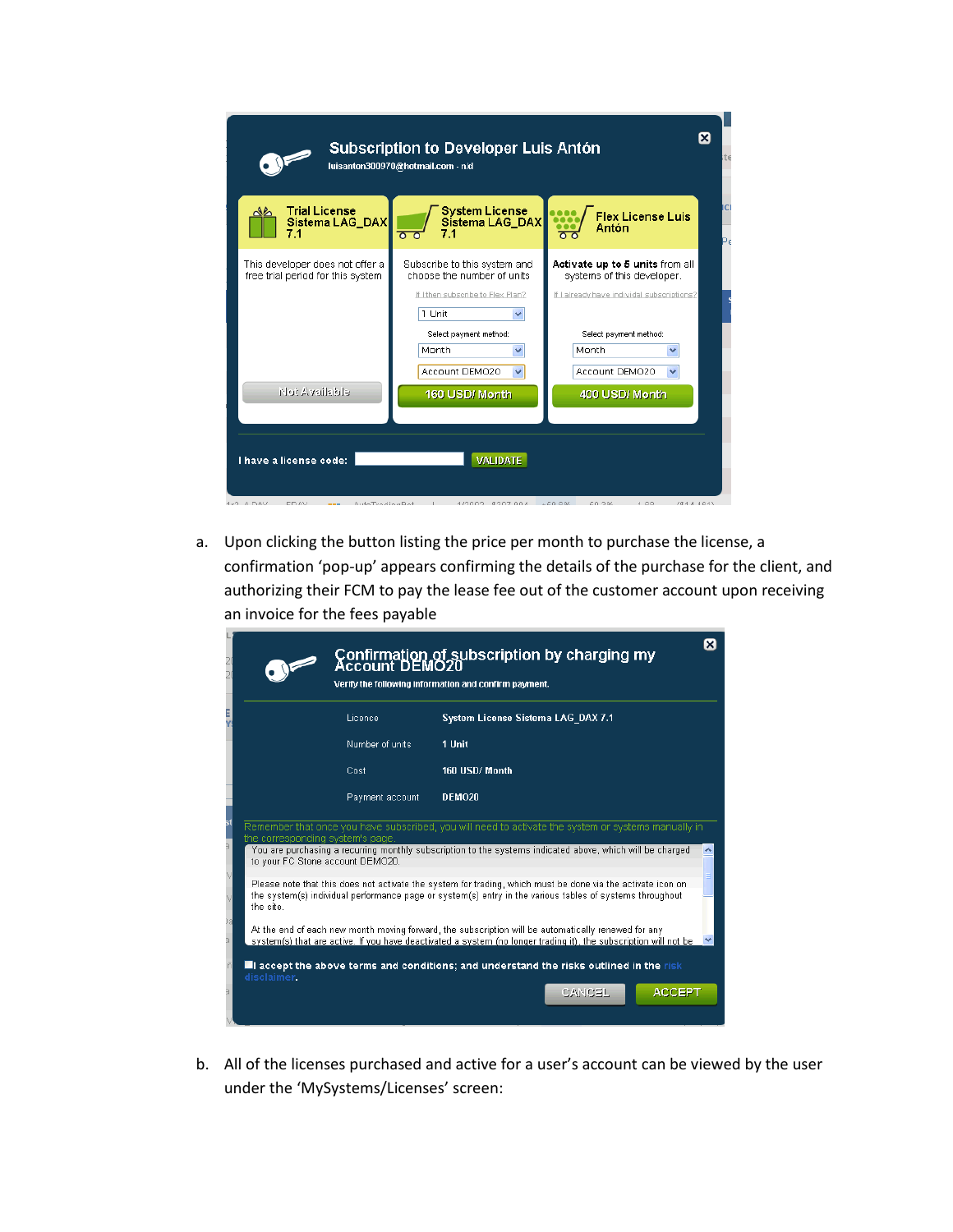**Subscription to Developer Luis Antón**

luisanton300970@hotmail.com - n/d

| Trial License Sistema LAG_DAX 7.1 | System License Sistema LAG_DAX 7.1 | Flex License Luis Antón |
|---|---|---|
| This developer does not offer a free trial period for this system | Subscribe to this system and choose the number of units | **Activate up to 5 units** from all systems of this developer. |
| | If I then subscribe to Flex Plan? | If I already have individal subscriptions? |
| | 1 Unit | |
| | Select payment method: Month | Select payment method: Month |
| | Account DEMO20 | Account DEMO20 |
| Not Available | 160 USD/ Month | 400 USD/ Month |

I have a license code: VALIDATE

a. Upon clicking the button listing the price per month to purchase the license, a confirmation 'pop-up' appears confirming the details of the purchase for the client, and authorizing their FCM to pay the lease fee out of the customer account upon receiving an invoice for the fees payable

**Confirmation of subscription by charging my Account DEMO20**

Verify the following information and confirm payment.

| | |
|---|---|
| Licence | System License Sistema LAG_DAX 7.1 |
| Number of units | 1 Unit |
| Cost | 160 USD/ Month |
| Payment account | DEMO20 |

Remember that once you have subscribed, you will need to activate the system or systems manually in the corresponding system's page.

You are purchasing a recurring monthly subscription to the systems indicated above, which will be charged to your FC Stone account DEMO20.

Please note that this does not activate the system for trading, which must be done via the activate icon on the system(s) individual performance page or system(s) entry in the various tables of systems throughout the site.

At the end of each new month moving forward, the subscription will be automatically renewed for any system(s) that are active. If you have deactivated a system (no longer trading it), the subscription will not be

I accept the above terms and conditions; and understand the risks outlined in the risk disclaimer.

CANCEL ACCEPT

b. All of the licenses purchased and active for a user's account can be viewed by the user under the 'MySystems/Licenses' screen: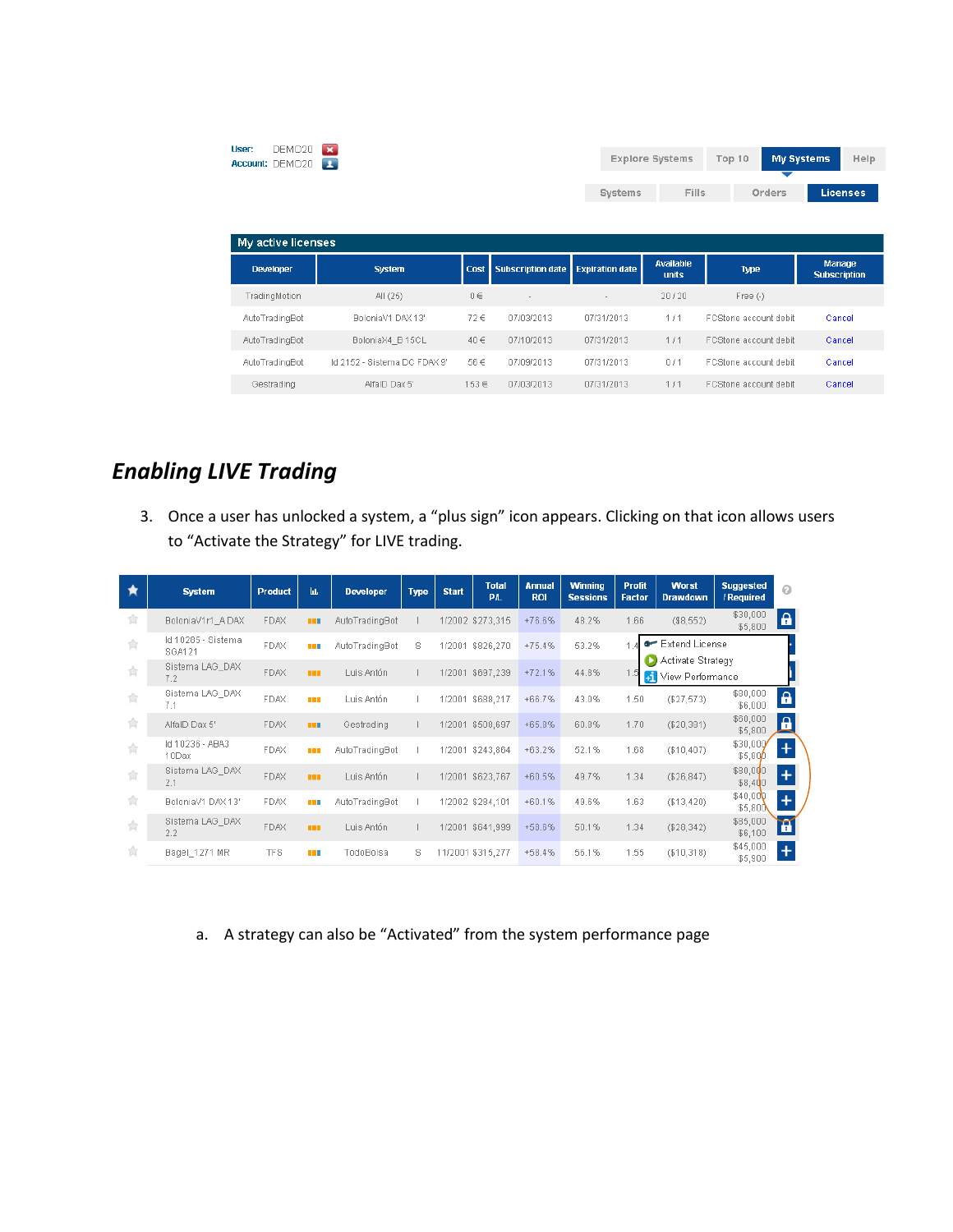User: DEMO20
Account: DEMO20

Explore Systems | Top 10 | My Systems | Help

Systems | Fills | Orders | Licenses

**My active licenses**

| Developer | System | Cost | Subscription date | Expiration date | Available units | Type | Manage Subscription |
|---|---|---|---|---|---|---|---|
| TradingMotion | All (25) | 0 € | - | - | 20 / 20 | Free (-) | |
| AutoTradingBot | BoloniaV1 DAX 13' | 72 € | 07/03/2013 | 07/31/2013 | 1 / 1 | FCStone account debit | Cancel |
| AutoTradingBot | BoloniaX4_B 15CL | 40 € | 07/10/2013 | 07/31/2013 | 1 / 1 | FCStone account debit | Cancel |
| AutoTradingBot | Id 2152 - Sistema DC FDAX 9' | 56 € | 07/09/2013 | 07/31/2013 | 0 / 1 | FCStone account debit | Cancel |
| Gestrading | AlfaID Dax 5' | 153 € | 07/03/2013 | 07/31/2013 | 1 / 1 | FCStone account debit | Cancel |

## *Enabling LIVE Trading*

3. Once a user has unlocked a system, a “plus sign” icon appears. Clicking on that icon allows users to “Activate the Strategy” for LIVE trading.

| System | Product | | Developer | Type | Start | Total P/L | Annual ROI | Winning Sessions | Profit Factor | Worst Drawdown | Suggested / Required |
|---|---|---|---|---|---|---|---|---|---|---|---|
| BoloniaV1r1_A DAX | FDAX | | AutoTradingBot | I | 1/2002 | $273,315 | +76.6% | 48.2% | 1.66 | ($8,552) | $30,000 $5,800 |
| Id 10285 - Sistema SGA121 | FDAX | | AutoTradingBot | S | 1/2001 | $826,270 | +75.4% | 53.2% | 1.4 | | |
| Sistema LAG_DAX 7.2 | FDAX | | Luis Antón | I | 1/2001 | $697,239 | +72.1% | 44.8% | 1.5 | | |
| Sistema LAG_DAX 7.1 | FDAX | | Luis Antón | I | 1/2001 | $688,217 | +66.7% | 43.0% | 1.50 | ($37,573) | $90,000 $6,000 |
| AlfaID Dax 5' | FDAX | | Gestrading | I | 1/2001 | $508,697 | +65.8% | 60.9% | 1.70 | ($20,391) | $60,000 $5,800 |
| Id 10236 - ABA3 10Dax | FDAX | | AutoTradingBot | I | 1/2001 | $243,864 | +63.2% | 52.1% | 1.68 | ($10,407) | $30,000 $5,800 |
| Sistema LAG_DAX 2.1 | FDAX | | Luis Antón | I | 1/2001 | $623,767 | +60.5% | 49.7% | 1.34 | ($26,847) | $90,000 $8,400 |
| BoloniaV1 DAX 13' | FDAX | | AutoTradingBot | I | 1/2002 | $284,101 | +60.1% | 49.6% | 1.63 | ($13,420) | $40,000 $5,800 |
| Sistema LAG_DAX 2.2 | FDAX | | Luis Antón | I | 1/2001 | $641,999 | +58.6% | 50.1% | 1.34 | ($28,342) | $85,000 $6,100 |
| Bagel_1271 MR | TFS | | TodoBolsa | S | 11/2001 | $315,277 | +58.4% | 56.1% | 1.55 | ($10,318) | $45,000 $5,900 |

Extend License
Activate Strategy
View Performance

a. A strategy can also be “Activated” from the system performance page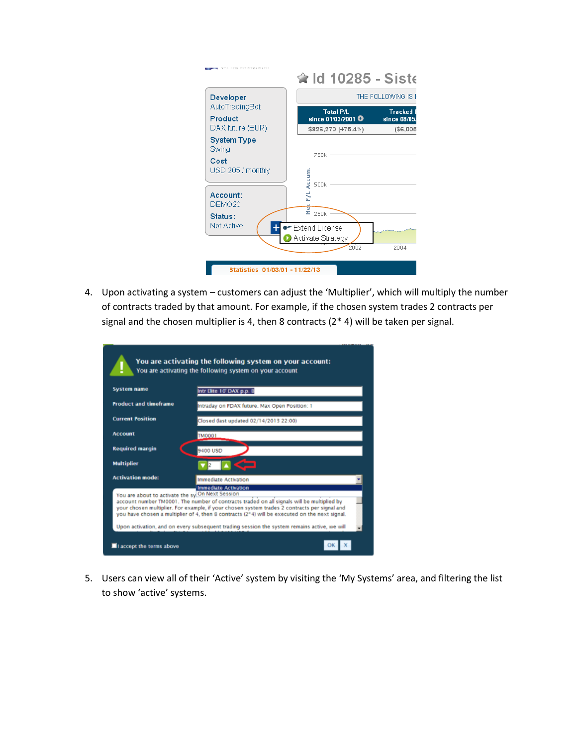4. Upon activating a system – customers can adjust the 'Multiplier', which will multiply the number of contracts traded by that amount. For example, if the chosen system trades 2 contracts per signal and the chosen multiplier is 4, then 8 contracts (2* 4) will be taken per signal.

5. Users can view all of their 'Active' system by visiting the 'My Systems' area, and filtering the list to show 'active' systems.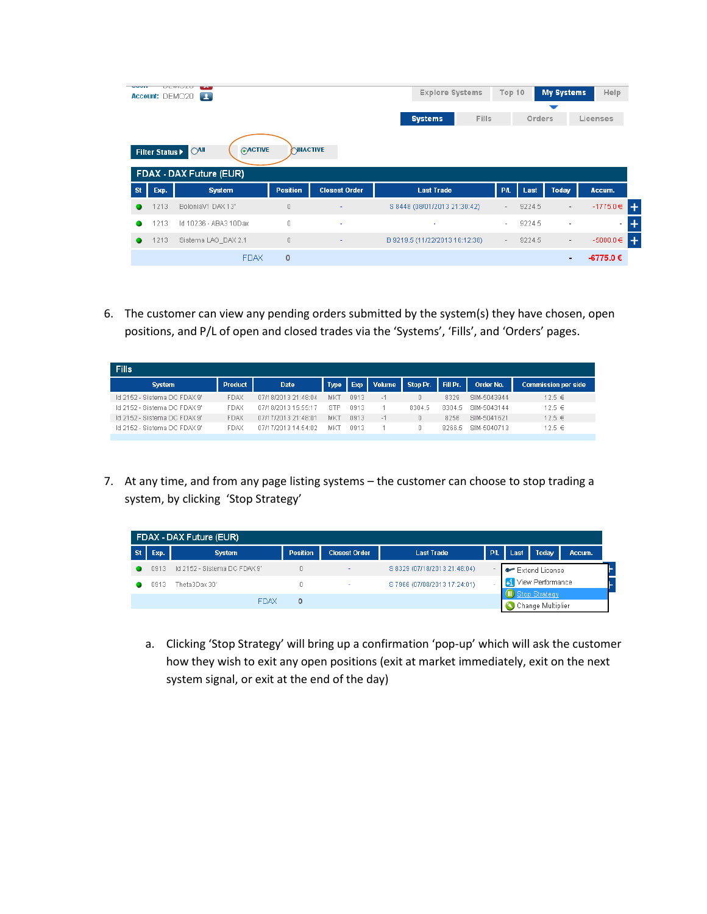Account: DEMO20

Explore Systems | Top 10 | My Systems | Help

Systems | Fills | Orders | Licenses

Filter Status ▶ ◯All ◉ACTIVE ◯INACTIVE

| FDAX - DAX Future (EUR) | | | | | | | | | | |
|---|---|---|---|---|---|---|---|---|---|---|
| St | Exp. | System | Position | Closest Order | Last Trade | P/L | Last | Today | Accum. |
| ● | 1213 | BolonlaV1 DAX 13' | 0 | - | S 8448 (08/01/2013 21:30:42) | - | 9224.5 | - | -1775.0 € |
| ● | 1213 | Id 10236 - ABA3 10Dax | 0 | - | | - | 9224.5 | - | - |
| ● | 1213 | Sistema LAO_DAX 2.1 | 0 | - | B 9219.5 (11/22/2013 16:12:36) | - | 9224.5 | - | -5000.0 € |
| | | FDAX | 0 | | | | | - | -6775.0 € |

6. The customer can view any pending orders submitted by the system(s) they have chosen, open positions, and P/L of open and closed trades via the 'Systems', 'Fills', and 'Orders' pages.

| Fills | | | | | | | | | |
|---|---|---|---|---|---|---|---|---|---|
| System | Product | Date | Type | Exp | Volume | Stop Pr. | Fill Pr. | Order No. | Commission per side |
| Id 2152 - Sistema DC FDAX 9' | FDAX | 07/18/2013 21:48:04 | MKT | 0913 | -1 | 0 | 8329 | SIM-5043944 | 12.5 € |
| Id 2152 - Sistema DC FDAX 9' | FDAX | 07/18/2013 15:55:17 | STP | 0913 | 1 | 8304.5 | 8304.5 | SIM-5043144 | 12.5 € |
| Id 2152 - Sistema DC FDAX 9' | FDAX | 07/17/2013 21:48:01 | MKT | 0913 | -1 | 0 | 8256 | SIM-5041621 | 12.5 € |
| Id 2152 - Sistema DC FDAX 9' | FDAX | 07/17/2013 14:54:02 | MKT | 0913 | 1 | 0 | 8266.5 | SIM-5040713 | 12.5 € |

7. At any time, and from any page listing systems – the customer can choose to stop trading a system, by clicking 'Stop Strategy'

| FDAX - DAX Future (EUR) | | | | | | | | | |
|---|---|---|---|---|---|---|---|---|---|
| St | Exp. | System | Position | Closest Order | Last Trade | P/L | Last | Today | Accum. |
| ● | 0913 | Id 2152 - Sistema DC FDAX 9' | 0 | - | S 8329 (07/18/2013 21:48:04) | - | | | |
| ● | 0913 | Theta3Dax 30' | 0 | - | S 7966 (07/08/2013 17:24:01) | - | | | |
| | | FDAX | 0 | | | | | | |

Extend License
View Performance
Stop Strategy
Change Multiplier

   a. Clicking 'Stop Strategy' will bring up a confirmation 'pop-up' which will ask the customer how they wish to exit any open positions (exit at market immediately, exit on the next system signal, or exit at the end of the day)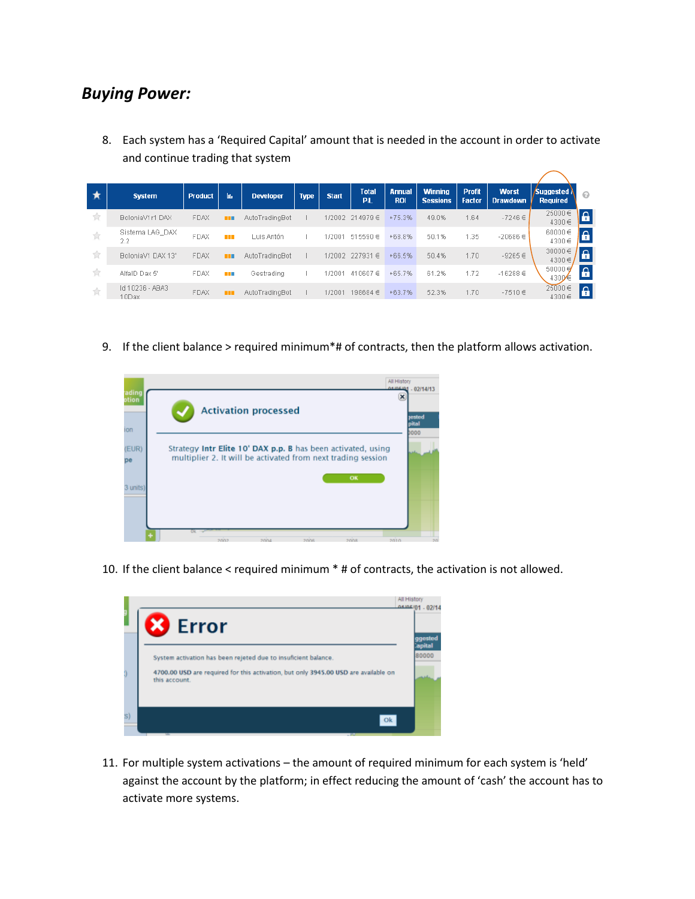## *Buying Power:*

8. Each system has a 'Required Capital' amount that is needed in the account in order to activate and continue trading that system

| | System | Product | | Developer | Type | Start | Total P/L | Annual ROI | Winning Sessions | Profit Factor | Worst Drawdown | Suggested / Required |
|---|---|---|---|---|---|---|---|---|---|---|---|---|
| | BoloniaV1r1 DAX | FDAX | | AutoTradingBot | I | 1/2002 | 214979 € | +75.3% | 49.0% | 1.64 | -7246 € | 25000 € 4300 € |
| | Sistema LAG_DAX 2.2 | FDAX | | Luis Antón | I | 1/2001 | 515590 € | +68.8% | 50.1% | 1.35 | -20686 € | 60000 € 4300 € |
| | BoloniaV1 DAX 13' | FDAX | | AutoTradingBot | I | 1/2002 | 227931 € | +66.5% | 50.4% | 1.70 | -9265 € | 30000 € 4300 € |
| | AlfaID Dax 5' | FDAX | | Gestrading | I | 1/2001 | 410607 € | +65.7% | 61.2% | 1.72 | -16288 € | 50000 € 4300 € |
| | Id 10236 - ABA3 10Dax | FDAX | | AutoTradingBot | I | 1/2001 | 198684 € | +63.7% | 52.3% | 1.70 | -7510 € | 25000 € 4300 € |

9. If the client balance > required minimum*# of contracts, then the platform allows activation.

Activation processed

Strategy **Intr Elite 10' DAX p.p. B** has been activated, using multiplier 2. It will be activated from next trading session

OK

10. If the client balance < required minimum * # of contracts, the activation is not allowed.

Error

System activation has been rejeted due to insuficient balance.

**4700.00 USD** are required for this activation, but only **3945.00 USD** are available on this account.

Ok

11. For multiple system activations – the amount of required minimum for each system is 'held' against the account by the platform; in effect reducing the amount of 'cash' the account has to activate more systems.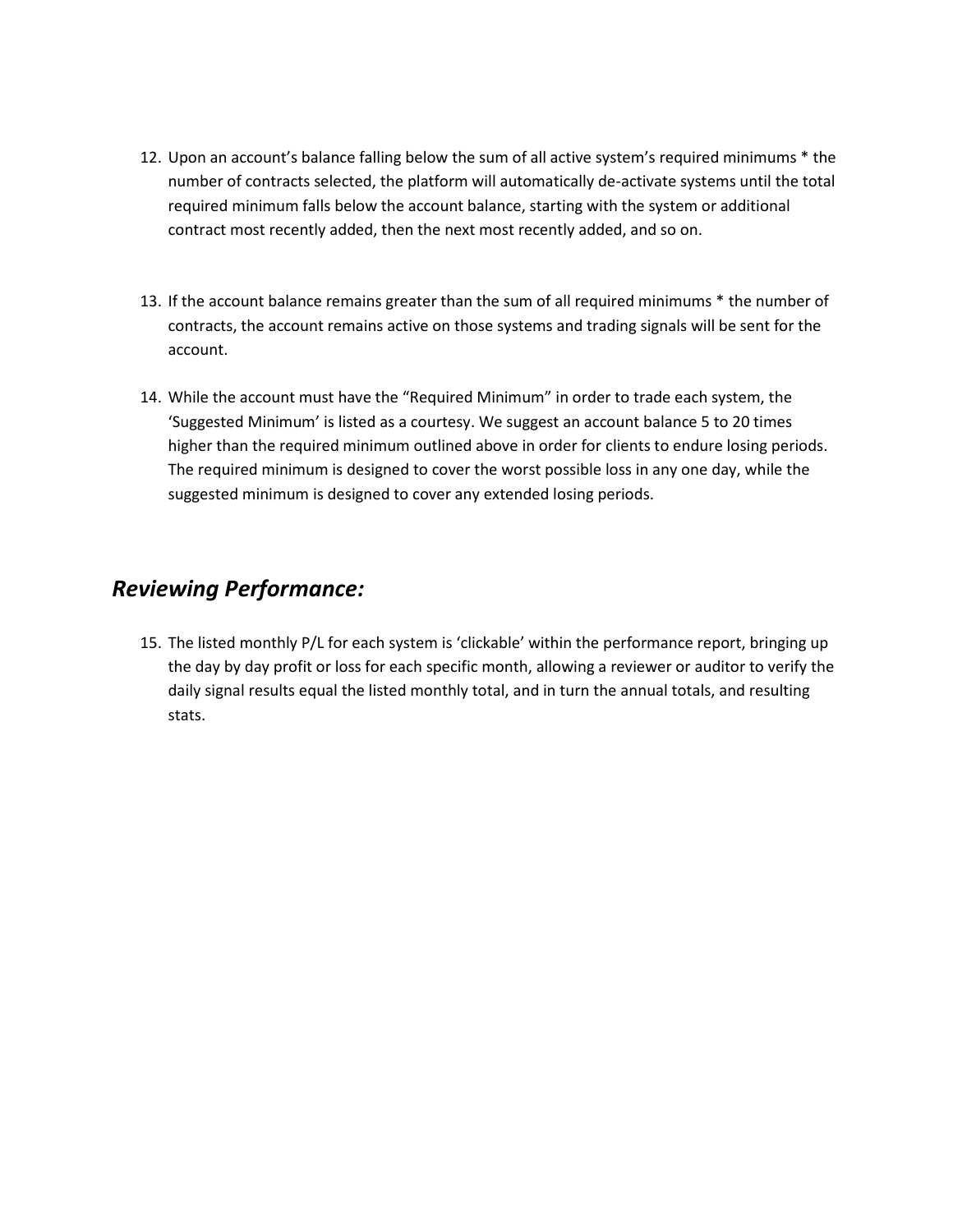12. Upon an account's balance falling below the sum of all active system's required minimums * the number of contracts selected, the platform will automatically de-activate systems until the total required minimum falls below the account balance, starting with the system or additional contract most recently added, then the next most recently added, and so on.

13. If the account balance remains greater than the sum of all required minimums * the number of contracts, the account remains active on those systems and trading signals will be sent for the account.

14. While the account must have the "Required Minimum" in order to trade each system, the 'Suggested Minimum' is listed as a courtesy. We suggest an account balance 5 to 20 times higher than the required minimum outlined above in order for clients to endure losing periods. The required minimum is designed to cover the worst possible loss in any one day, while the suggested minimum is designed to cover any extended losing periods.

## *Reviewing Performance:*

15. The listed monthly P/L for each system is 'clickable' within the performance report, bringing up the day by day profit or loss for each specific month, allowing a reviewer or auditor to verify the daily signal results equal the listed monthly total, and in turn the annual totals, and resulting stats.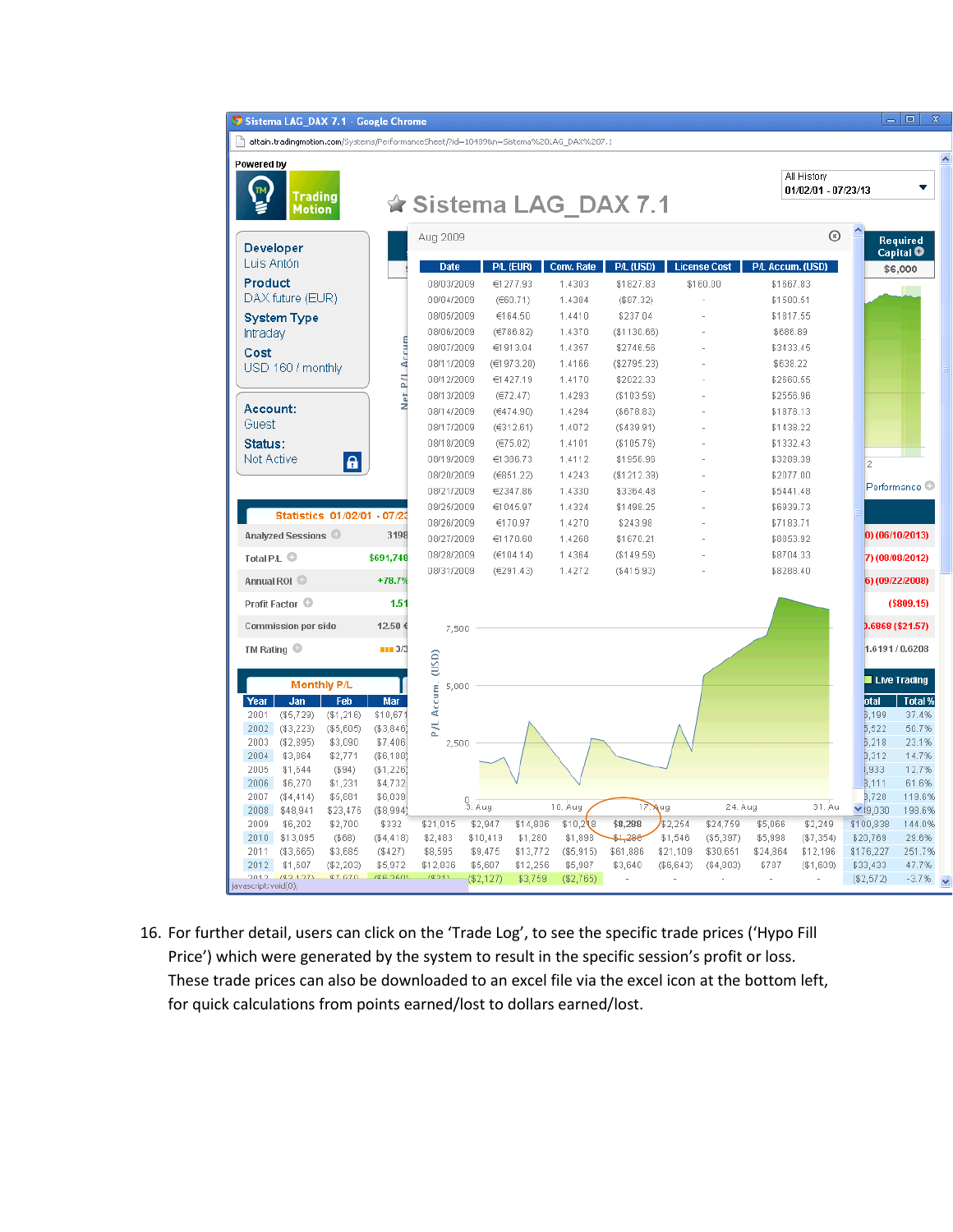Sistema LAG_DAX 7.1 - Google Chrome

attain.tradingmotion.com/Systems/PerformanceSheet/?id=1048&n=Sistema%20LAG_DAX%207.1

Powered by Trading Motion

All History 01/02/01 - 07/23/13

# Sistema LAG_DAX 7.1

**Developer**
Luis Antón

**Product**
DAX future (EUR)

**System Type**
Intraday

**Cost**
USD 160 / monthly

**Account:**
Guest

**Status:**
Not Active

Aug 2009

| Date | P/L (EUR) | Conv. Rate | P/L (USD) | License Cost | P/L Accum. (USD) |
|---|---|---|---|---|---|
| 08/03/2009 | €1277.93 | 1.4303 | $1827.83 | $160.00 | $1667.83 |
| 08/04/2009 | (€60.71) | 1.4384 | ($87.32) | - | $1580.51 |
| 08/05/2009 | €164.50 | 1.4410 | $237.04 | - | $1817.55 |
| 08/06/2009 | (€786.82) | 1.4370 | ($1130.66) | - | $686.89 |
| 08/07/2009 | €1913.04 | 1.4357 | $2746.56 | - | $3433.45 |
| 08/11/2009 | (€1973.20) | 1.4166 | ($2795.23) | - | $638.22 |
| 08/12/2009 | €1427.19 | 1.4170 | $2022.33 | - | $2660.55 |
| 08/13/2009 | (€72.47) | 1.4293 | ($103.59) | - | $2556.96 |
| 08/14/2009 | (€474.90) | 1.4294 | ($678.83) | - | $1878.13 |
| 08/17/2009 | (€312.61) | 1.4072 | ($439.91) | - | $1438.22 |
| 08/18/2009 | (€75.02) | 1.4101 | ($105.79) | - | $1332.43 |
| 08/19/2009 | €1386.73 | 1.4112 | $1956.96 | - | $3289.39 |
| 08/20/2009 | (€851.22) | 1.4243 | ($1212.39) | - | $2077.00 |
| 08/21/2009 | €2347.86 | 1.4330 | $3364.48 | - | $5441.48 |
| 08/25/2009 | €1045.97 | 1.4324 | $1498.25 | - | $6939.73 |
| 08/26/2009 | €170.97 | 1.4270 | $243.98 | - | $7183.71 |
| 08/27/2009 | €1170.60 | 1.4260 | $1670.21 | - | $8853.92 |
| 08/28/2009 | (€104.14) | 1.4364 | ($149.59) | - | $8704.33 |
| 08/31/2009 | (€291.43) | 1.4272 | ($415.93) | - | $8288.40 |

**Statistics 01/02/01 - 07/23**

| | |
|---|---|
| Analyzed Sessions | 3198 |
| Total P/L | $691,748 |
| Annual ROI | +78.7% |
| Profit Factor | 1.51 |
| Commission per side | 12.50 € |
| TM Rating | 3/3 |

Required Capital: $6,000

**Monthly P/L**

| Year | Jan | Feb | Mar | | | | | | | | | | Total | Total % |
|---|---|---|---|---|---|---|---|---|---|---|---|---|---|---|
| 2001 | ($5,729) | ($1,216) | $10,671 | | | | | | | | | | 6,199 | 37.4% |
| 2002 | ($3,223) | ($5,605) | ($3,846) | | | | | | | | | | 5,522 | 50.7% |
| 2003 | ($2,895) | $3,090 | $7,406 | | | | | | | | | | 6,218 | 23.1% |
| 2004 | $3,364 | $2,771 | ($6,108) | | | | | | | | | | 0,312 | 14.7% |
| 2005 | $1,644 | ($94) | ($1,226) | | | | | | | | | | 1,933 | 12.7% |
| 2006 | $6,270 | $1,231 | $4,732 | | | | | | | | | | 3,111 | 61.6% |
| 2007 | ($4,414) | $5,881 | $6,039 | | | | | | | | | | 3,720 | 119.6% |
| 2008 | $48,941 | $23,476 | ($8,994) | | | | | | | | | | 9,030 | 198.6% |
| 2009 | $6,202 | $2,700 | $332 | $21,015 | $2,947 | $14,806 | $10,218 | $8,288 | $2,254 | $24,759 | $5,066 | $2,249 | $100,838 | 144.0% |
| 2010 | $13,095 | ($68) | ($4,418) | $2,483 | $10,419 | $1,280 | $1,898 | $1,286 | $1,546 | ($5,397) | $5,998 | ($7,354) | $20,769 | 29.6% |
| 2011 | ($3,565) | $3,685 | ($427) | $8,595 | $9,475 | $13,772 | ($5,915) | $61,886 | $21,109 | $30,651 | $24,864 | $12,196 | $176,227 | 251.7% |
| 2012 | $1,607 | ($2,203) | $5,972 | $12,036 | $5,607 | $12,256 | $5,907 | $3,640 | ($6,643) | ($4,303) | $797 | ($1,609) | $33,433 | 47.7% |
| 2013 | ($3,127) | $7,070 | ($6,260) | ($21) | ($2,127) | $3,759 | ($2,765) | - | - | - | - | - | ($2,572) | -3.7% |

16. For further detail, users can click on the 'Trade Log', to see the specific trade prices ('Hypo Fill Price') which were generated by the system to result in the specific session's profit or loss. These trade prices can also be downloaded to an excel file via the excel icon at the bottom left, for quick calculations from points earned/lost to dollars earned/lost.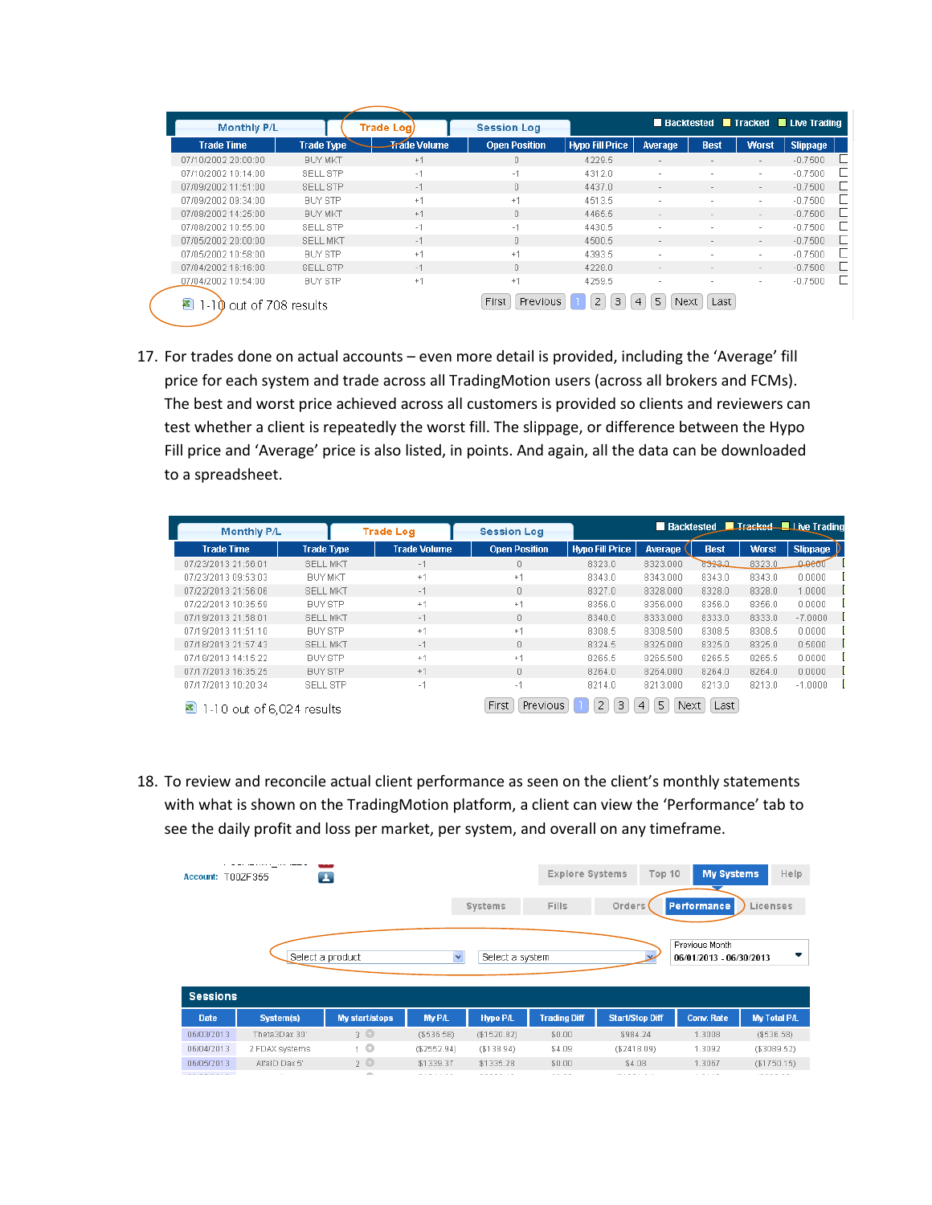Monthly P/L | Trade Log | Session Log — Backtested | Tracked | Live Trading

| Trade Time | Trade Type | Trade Volume | Open Position | Hypo Fill Price | Average | Best | Worst | Slippage |
|---|---|---|---|---|---|---|---|---|
| 07/10/2002 20:00:00 | BUY MKT | +1 | 0 | 4229.5 | - | - | - | -0.7500 |
| 07/10/2002 10:14:00 | SELL STP | -1 | -1 | 4312.0 | - | - | - | -0.7500 |
| 07/09/2002 11:51:00 | SELL STP | -1 | 0 | 4437.0 | - | - | - | -0.7500 |
| 07/09/2002 09:34:00 | BUY STP | +1 | +1 | 4513.5 | - | - | - | -0.7500 |
| 07/08/2002 14:25:00 | BUY MKT | +1 | 0 | 4465.5 | - | - | - | -0.7500 |
| 07/08/2002 10:55:00 | SELL STP | -1 | -1 | 4430.5 | - | - | - | -0.7500 |
| 07/05/2002 20:00:00 | SELL MKT | -1 | 0 | 4500.5 | - | - | - | -0.7500 |
| 07/05/2002 10:58:00 | BUY STP | +1 | +1 | 4393.5 | - | - | - | -0.7500 |
| 07/04/2002 16:16:00 | SELL STP | -1 | 0 | 4220.0 | - | - | - | -0.7500 |
| 07/04/2002 10:54:00 | BUY STP | +1 | +1 | 4259.5 | - | - | - | -0.7500 |

1-10 out of 708 results — First | Previous | 1 | 2 | 3 | 4 | 5 | Next | Last

17. For trades done on actual accounts – even more detail is provided, including the 'Average' fill price for each system and trade across all TradingMotion users (across all brokers and FCMs). The best and worst price achieved across all customers is provided so clients and reviewers can test whether a client is repeatedly the worst fill. The slippage, or difference between the Hypo Fill price and 'Average' price is also listed, in points. And again, all the data can be downloaded to a spreadsheet.

Monthly P/L | Trade Log | Session Log — Backtested | Tracked | Live Trading

| Trade Time | Trade Type | Trade Volume | Open Position | Hypo Fill Price | Average | Best | Worst | Slippage |
|---|---|---|---|---|---|---|---|---|
| 07/23/2013 21:56:01 | SELL MKT | -1 | 0 | 8323.0 | 8323.000 | 8323.0 | 8323.0 | 0.0000 |
| 07/23/2013 09:53:03 | BUY MKT | +1 | +1 | 8343.0 | 8343.000 | 8343.0 | 8343.0 | 0.0000 |
| 07/22/2013 21:56:06 | SELL MKT | -1 | 0 | 8327.0 | 8328.000 | 8328.0 | 8328.0 | 1.0000 |
| 07/22/2013 10:35:50 | BUY STP | +1 | +1 | 8356.0 | 8356.000 | 8356.0 | 8356.0 | 0.0000 |
| 07/19/2013 21:58:01 | SELL MKT | -1 | 0 | 8340.0 | 8333.000 | 8333.0 | 8333.0 | -7.0000 |
| 07/19/2013 11:51:10 | BUY STP | +1 | +1 | 8308.5 | 8308.500 | 8308.5 | 8308.5 | 0.0000 |
| 07/18/2013 21:57:43 | SELL MKT | -1 | 0 | 8324.5 | 8325.000 | 8325.0 | 8325.0 | 0.5000 |
| 07/18/2013 14:15:22 | BUY STP | +1 | +1 | 8265.5 | 8265.500 | 8265.5 | 8265.5 | 0.0000 |
| 07/17/2013 16:35:25 | BUY STP | +1 | 0 | 8264.0 | 8264.000 | 8264.0 | 8264.0 | 0.0000 |
| 07/17/2013 10:20:34 | SELL STP | -1 | -1 | 8214.0 | 8213.000 | 8213.0 | 8213.0 | -1.0000 |

1-10 out of 6,024 results — First | Previous | 1 | 2 | 3 | 4 | 5 | Next | Last

18. To review and reconcile actual client performance as seen on the client's monthly statements with what is shown on the TradingMotion platform, a client can view the 'Performance' tab to see the daily profit and loss per market, per system, and overall on any timeframe.

Account: T00ZF355 — Explore Systems | Top 10 | My Systems | Help

Systems | Fills | Orders | Performance | Licenses

Select a product | Select a system | Previous Month 06/01/2013 - 06/30/2013

**Sessions**

| Date | System(s) | My start/stops | My P/L | Hypo P/L | Trading Diff | Start/Stop Diff | Conv. Rate | My Total P/L |
|---|---|---|---|---|---|---|---|---|
| 06/03/2013 | ThetaDax 30' | 3 | ($536.58) | ($1520.82) | $0.00 | $984.24 | 1.3008 | ($536.58) |
| 06/04/2013 | 2 FDAX systems | 1 | ($2552.94) | ($138.94) | $4.09 | ($2418.09) | 1.3092 | ($3089.52) |
| 06/05/2013 | AlfaID Dax 5' | 2 | $1339.37 | $1335.28 | $0.00 | $4.08 | 1.3067 | ($1750.15) |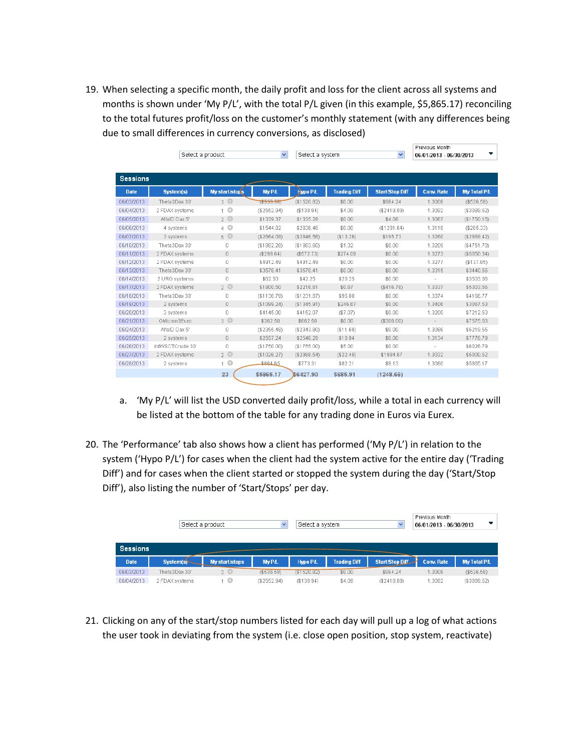19. When selecting a specific month, the daily profit and loss for the client across all systems and months is shown under 'My P/L', with the total P/L given (in this example, $5,865.17) reconciling to the total futures profit/loss on the customer's monthly statement (with any differences being due to small differences in currency conversions, as disclosed)

Select a product | Select a system | Previous Month 06/01/2013 - 06/30/2013

**Sessions**

| Date | System(s) | My start/stops | My P/L | Hypo P/L | Trading Diff | Start/Stop Diff | Conv. Rate | My Total P/L |
|---|---|---|---|---|---|---|---|---|
| 06/03/2013 | Theta3Dax 30' | 3 | ($536.58) | ($1520.82) | $0.00 | $984.24 | 1.3008 | ($536.58) |
| 06/04/2013 | 2 FDAX systems | 1 | ($2552.94) | ($138.94) | $4.09 | ($2418.09) | 1.3092 | ($3089.52) |
| 06/05/2013 | AlfaID Dax 5' | 2 | $1339.37 | $1335.28 | $0.00 | $4.08 | 1.3067 | ($1750.15) |
| 06/06/2013 | 4 systems | 4 | $1544.82 | $2836.46 | $0.00 | ($1291.64) | 1.3118 | ($205.33) |
| 06/07/2013 | 3 systems | 5 | ($2664.09) | ($2846.56) | ($13.26) | $195.73 | 1.3260 | ($2869.42) |
| 06/10/2013 | Theta3Dax 30' | 0 | ($1982.28) | ($1983.60) | $1.32 | $0.00 | 1.3209 | ($4751.70) |
| 06/11/2013 | 2 FDAX systems | 0 | ($298.64) | ($572.73) | $274.09 | $0.00 | 1.3273 | ($5050.34) |
| 06/12/2013 | 2 FDAX systems | 0 | $4912.49 | $4912.49 | $0.00 | $0.00 | 1.3277 | ($137.85) |
| 06/13/2013 | Theta3Dax 30' | 0 | $3578.41 | $3578.41 | $0.00 | $0.00 | 1.3315 | $3440.56 |
| 06/14/2013 | 2 URO systems | 0 | $62.50 | $42.25 | $20.25 | $0.00 | - | $3503.06 |
| 06/17/2013 | 2 FDAX systems | 2 | $1800.50 | $2216.61 | $0.67 | ($416.78) | 1.3337 | $5303.56 |
| 06/18/2013 | Theta3Dax 30' | 0 | ($1136.79) | ($1231.87) | $95.08 | $0.00 | 1.3374 | $4166.77 |
| 06/19/2013 | 2 systems | 0 | ($1099.24) | ($1345.91) | $246.67 | $0.00 | 1.3406 | $3067.53 |
| 06/20/2013 | 3 systems | 0 | $4145.00 | $4152.07 | ($7.07) | $0.00 | 1.3200 | $7212.53 |
| 06/21/2013 | OMicron3Euro | 3 | $362.50 | $662.50 | $0.00 | ($300.00) | - | $7575.03 |
| 06/24/2013 | AlfaID Dax 5' | 0 | ($2355.48) | ($2343.80) | ($11.68) | $0.00 | 1.3086 | $5219.55 |
| 06/25/2013 | 2 systems | 0 | $2557.24 | $2546.29 | $10.94 | $0.00 | 1.3134 | $7776.79 |
| 06/26/2013 | InWSCTCrude 30' | 0 | ($1750.00) | ($1755.00) | $5.00 | $0.00 | - | $6026.79 |
| 06/27/2013 | 2 FDAX systems | 2 | ($1026.27) | ($2988.54) | ($22.40) | $1984.67 | 1.3032 | $5000.52 |
| 06/28/2013 | 2 systems | 1 | $864.65 | $773.31 | $82.21 | $9.13 | 1.3080 | $5865.17 |
| | | 23 | $5865.17 | $6427.90 | $685.91 | (1248.66) | | |

a. 'My P/L' will list the USD converted daily profit/loss, while a total in each currency will be listed at the bottom of the table for any trading done in Euros via Eurex.

20. The 'Performance' tab also shows how a client has performed ('My P/L') in relation to the system ('Hypo P/L') for cases when the client had the system active for the entire day ('Trading Diff') and for cases when the client started or stopped the system during the day ('Start/Stop Diff'), also listing the number of 'Start/Stops' per day.

Select a product | Select a system | Previous Month 06/01/2013 - 06/30/2013

**Sessions**

| Date | System(s) | My start/stops | My P/L | Hypo P/L | Trading Diff | Start/Stop Diff | Conv. Rate | My Total P/L |
|---|---|---|---|---|---|---|---|---|
| 06/03/2013 | Theta3Dax 30' | 3 | ($536.58) | ($1520.82) | $0.00 | $984.24 | 1.3008 | ($536.58) |
| 06/04/2013 | 2 FDAX systems | 1 | ($2552.94) | ($138.94) | $4.09 | ($2418.09) | 1.3092 | ($3089.52) |

21. Clicking on any of the start/stop numbers listed for each day will pull up a log of what actions the user took in deviating from the system (i.e. close open position, stop system, reactivate)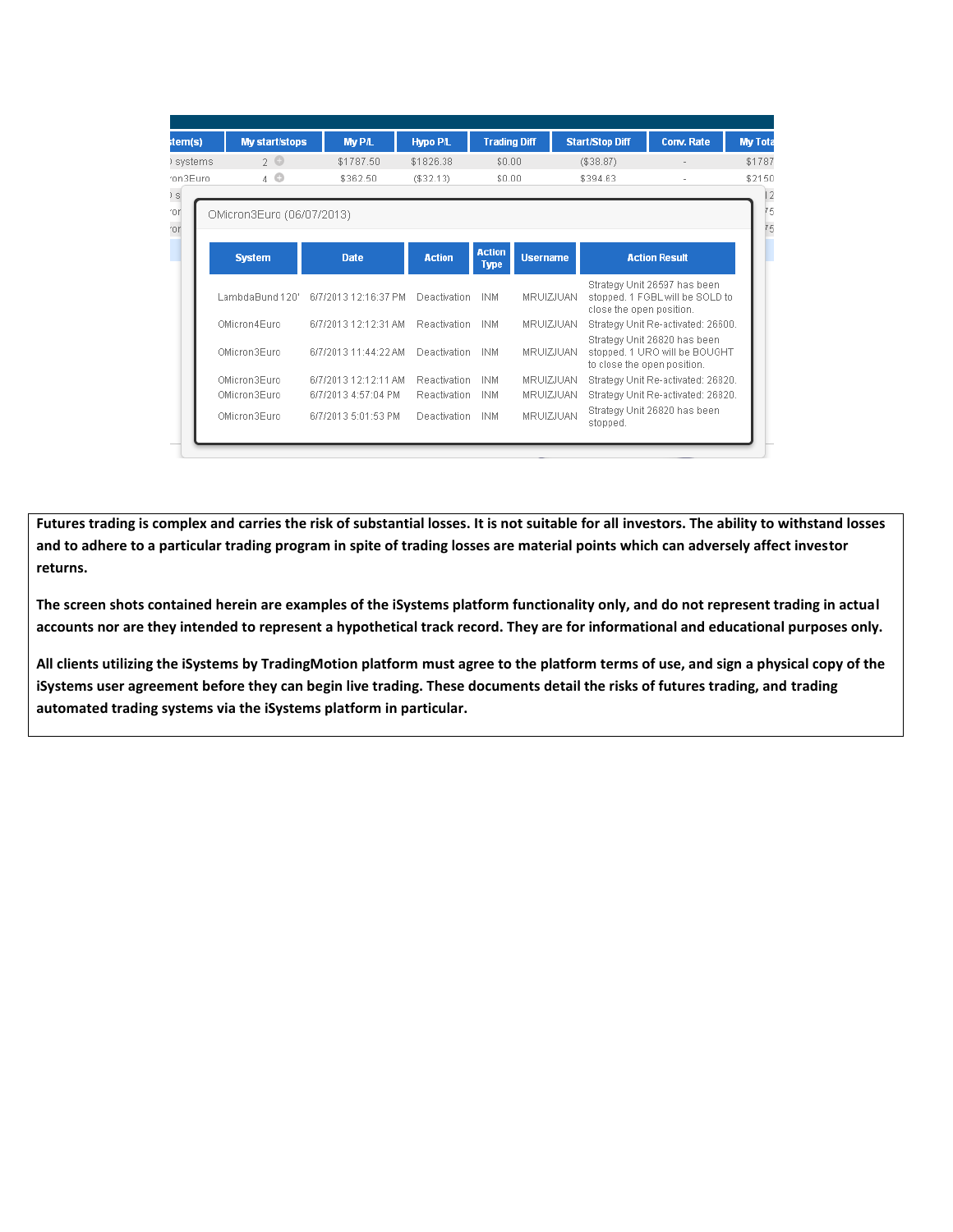| ...stem(s) | My start/stops | My P/L | Hypo P/L | Trading Diff | Start/Stop Diff | Conv. Rate | My Tota... |
| --- | --- | --- | --- | --- | --- | --- | --- |
| ...systems | 2 | $1787.50 | $1826.38 | $0.00 | ($38.87) | - | $1787 |
| ...ron3Euro | 4 | $362.50 | ($32.13) | $0.00 | $394.63 | - | $2150 |

OMicron3Euro (06/07/2013)

| System | Date | Action | Action Type | Username | Action Result |
| --- | --- | --- | --- | --- | --- |
| LambdaBund120' | 6/7/2013 12:16:37 PM | Deactivation | INM | MRUIZJUAN | Strategy Unit 26597 has been stopped. 1 FGBL will be SOLD to close the open position. |
| OMicron4Euro | 6/7/2013 12:12:31 AM | Reactivation | INM | MRUIZJUAN | Strategy Unit Re-activated: 26600. |
| OMicron3Euro | 6/7/2013 11:44:22 AM | Deactivation | INM | MRUIZJUAN | Strategy Unit 26820 has been stopped. 1 URO will be BOUGHT to close the open position. |
| OMicron3Euro | 6/7/2013 12:12:11 AM | Reactivation | INM | MRUIZJUAN | Strategy Unit Re-activated: 26820. |
| OMicron3Euro | 6/7/2013 4:57:04 PM | Reactivation | INM | MRUIZJUAN | Strategy Unit Re-activated: 26820. |
| OMicron3Euro | 6/7/2013 5:01:53 PM | Deactivation | INM | MRUIZJUAN | Strategy Unit 26820 has been stopped. |

**Futures trading is complex and carries the risk of substantial losses. It is not suitable for all investors. The ability to withstand losses and to adhere to a particular trading program in spite of trading losses are material points which can adversely affect investor returns.**

**The screen shots contained herein are examples of the iSystems platform functionality only, and do not represent trading in actual accounts nor are they intended to represent a hypothetical track record. They are for informational and educational purposes only.**

**All clients utilizing the iSystems by TradingMotion platform must agree to the platform terms of use, and sign a physical copy of the iSystems user agreement before they can begin live trading. These documents detail the risks of futures trading, and trading automated trading systems via the iSystems platform in particular.**